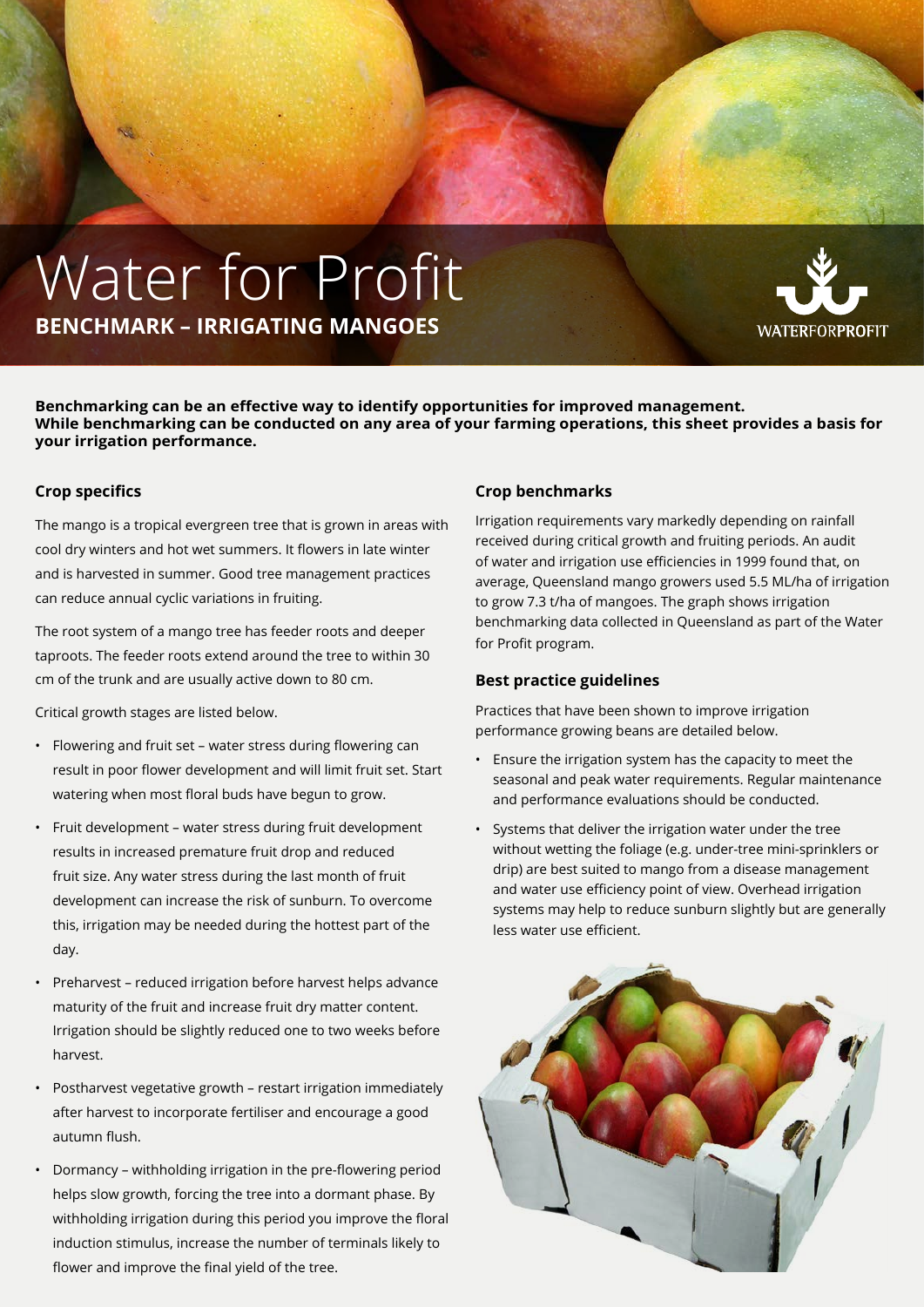# Water for Profit

## BENCHMARK – IRRIGATING MANGOES

**Benchmarking can be an effective way to identify opportunities for improved management. While benchmarking can be conducted on any area of your farming operations, this sheet provides a basis for your irrigation performance.**

### Crop specifics

The mango is a tropical evergreen tree that is grown in areas with cool dry winters and hot wet summers. It flowers in late winter and is harvested in summer. Good tree management practices can reduce annual cyclic variations in fruiting.

The root system of a mango tree has feeder roots and deeper taproots. The feeder roots extend around the tree to within 30 cm of the trunk and are usually active down to 80 cm.

Critical growth stages are listed below.

- Flowering and fruit set – water stress during flowering can result in poor flower development and will limit fruit set. Start watering when most floral buds have begun to grow.
- Fruit development – water stress during fruit development results in increased premature fruit drop and reduced fruit size. Any water stress during the last month of fruit development can increase the risk of sunburn. To overcome this, irrigation may be needed during the hottest part of the day.
- Preharvest – reduced irrigation before harvest helps advance maturity of the fruit and increase fruit dry matter content. Irrigation should be slightly reduced one to two weeks before harvest.
- Postharvest vegetative growth – restart irrigation immediately after harvest to incorporate fertiliser and encourage a good autumn flush.
- Dormancy – withholding irrigation in the pre-flowering period helps slow growth, forcing the tree into a dormant phase. By withholding irrigation during this period you improve the floral induction stimulus, increase the number of terminals likely to flower and improve the final yield of the tree.

### Crop benchmarks

Irrigation requirements vary markedly depending on rainfall received during critical growth and fruiting periods. An audit of water and irrigation use efficiencies in 1999 found that, on average, Queensland mango growers used 5.5 ML/ha of irrigation to grow 7.3 t/ha of mangoes. The graph shows irrigation benchmarking data collected in Queensland as part of the Water for Profit program.

### Best practice guidelines

Practices that have been shown to improve irrigation performance growing beans are detailed below.

- Ensure the irrigation system has the capacity to meet the seasonal and peak water requirements. Regular maintenance and performance evaluations should be conducted.
- Systems that deliver the irrigation water under the tree without wetting the foliage (e.g. under-tree mini-sprinklers or drip) are best suited to mango from a disease management and water use efficiency point of view. Overhead irrigation systems may help to reduce sunburn slightly but are generally less water use efficient.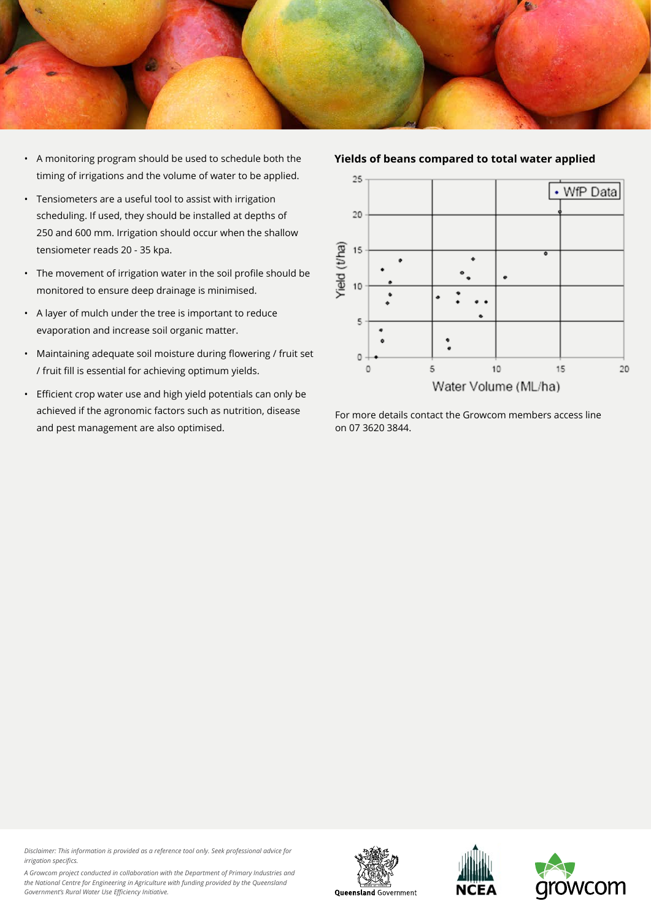- A monitoring program should be used to schedule both the timing of irrigations and the volume of water to be applied.
- Tensiometers are a useful tool to assist with irrigation scheduling. If used, they should be installed at depths of 250 and 600 mm. Irrigation should occur when the shallow tensiometer reads 20 - 35 kpa.
- The movement of irrigation water in the soil profile should be monitored to ensure deep drainage is minimised.
- A layer of mulch under the tree is important to reduce evaporation and increase soil organic matter.
- Maintaining adequate soil moisture during flowering / fruit set / fruit fill is essential for achieving optimum yields.
- Efficient crop water use and high yield potentials can only be achieved if the agronomic factors such as nutrition, disease and pest management are also optimised.

**Yields of beans compared to total water applied**

WfP Data

Yield (t/ha)

0
5
10
15
20
25

Water Volume (ML/ha)

0
5
10
15
20

For more details contact the Growcom members access line on 07 3620 3844.

*Disclaimer: This information is provided as a reference tool only. Seek professional advice for irrigation specifics.*

*A Growcom project conducted in collaboration with the Department of Primary Industries and the National Centre for Engineering in Agriculture with funding provided by the Queensland Government's Rural Water Use Efficiency Initiative.*

Queensland Government

NCEA

growcom